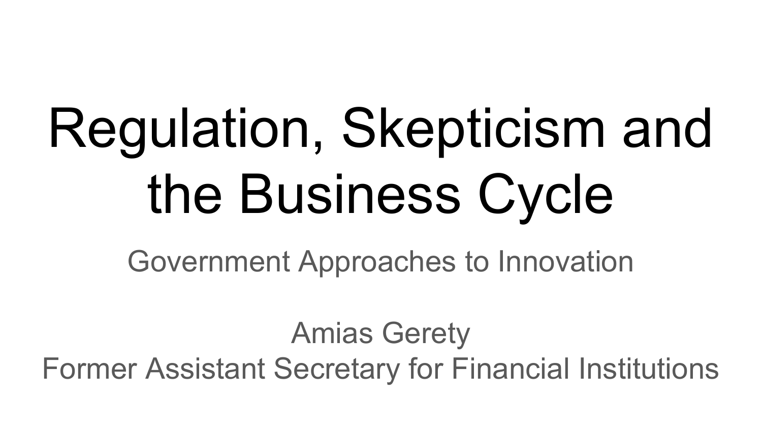# Regulation, Skepticism and the Business Cycle

## Government Approaches to Innovation

Amias Gerety

Former Assistant Secretary for Financial Institutions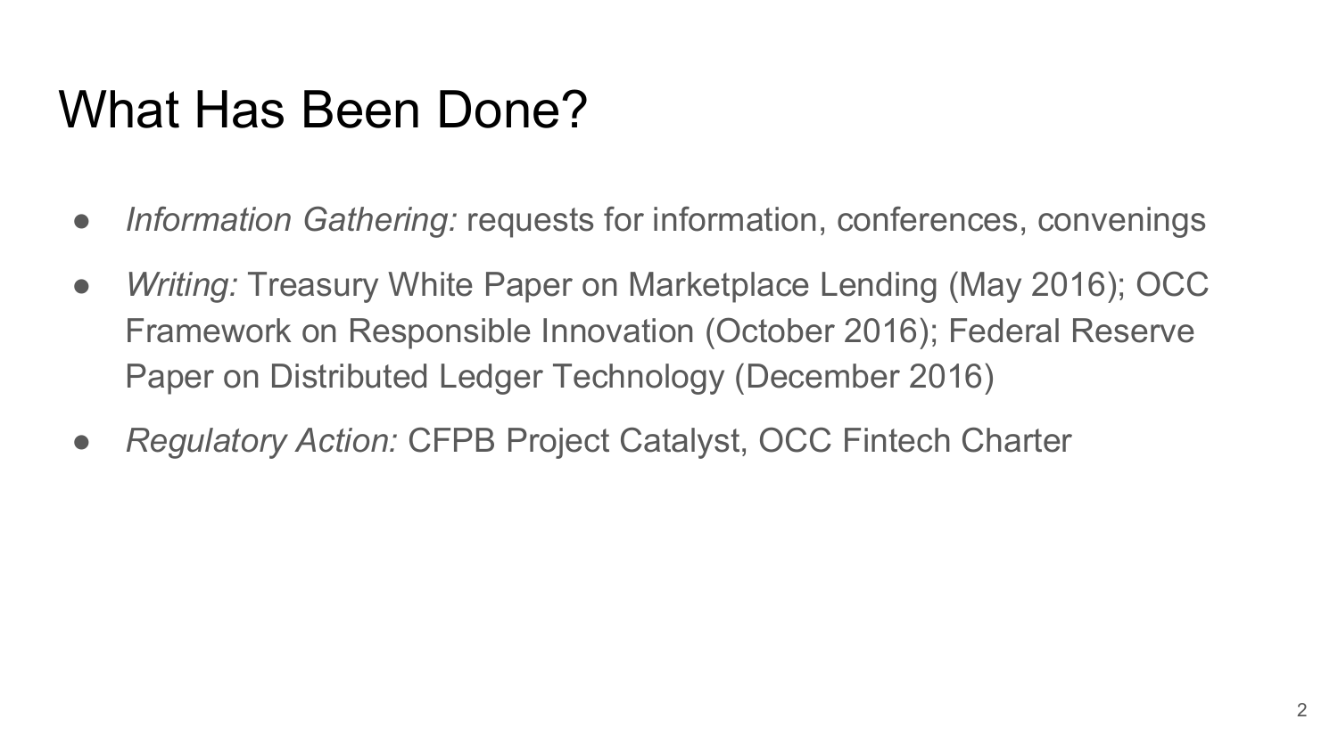# What Has Been Done?

- *Information Gathering:* requests for information, conferences, convenings
- *Writing:* Treasury White Paper on Marketplace Lending (May 2016); OCC Framework on Responsible Innovation (October 2016); Federal Reserve Paper on Distributed Ledger Technology (December 2016)
- *Regulatory Action:* CFPB Project Catalyst, OCC Fintech Charter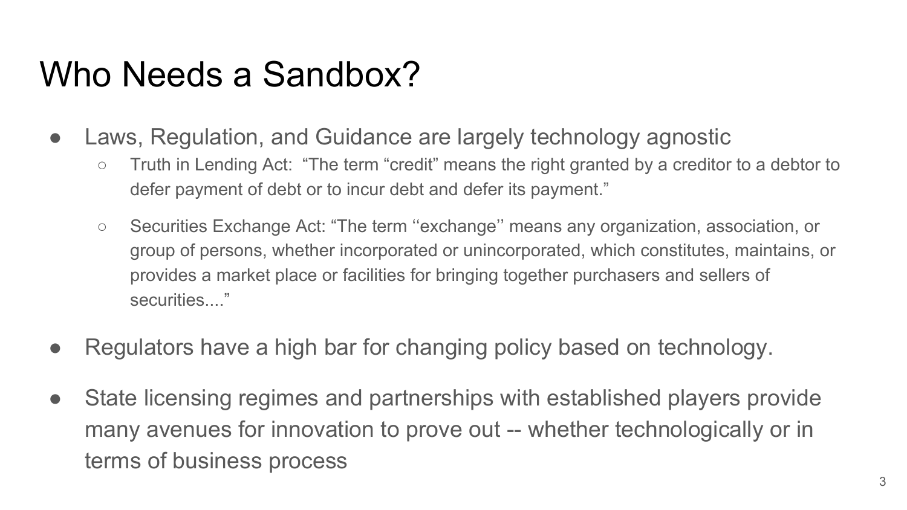# Who Needs a Sandbox?

- Laws, Regulation, and Guidance are largely technology agnostic
  - Truth in Lending Act: "The term "credit" means the right granted by a creditor to a debtor to defer payment of debt or to incur debt and defer its payment."
  - Securities Exchange Act: "The term ''exchange'' means any organization, association, or group of persons, whether incorporated or unincorporated, which constitutes, maintains, or provides a market place or facilities for bringing together purchasers and sellers of securities...."
- Regulators have a high bar for changing policy based on technology.
- State licensing regimes and partnerships with established players provide many avenues for innovation to prove out -- whether technologically or in terms of business process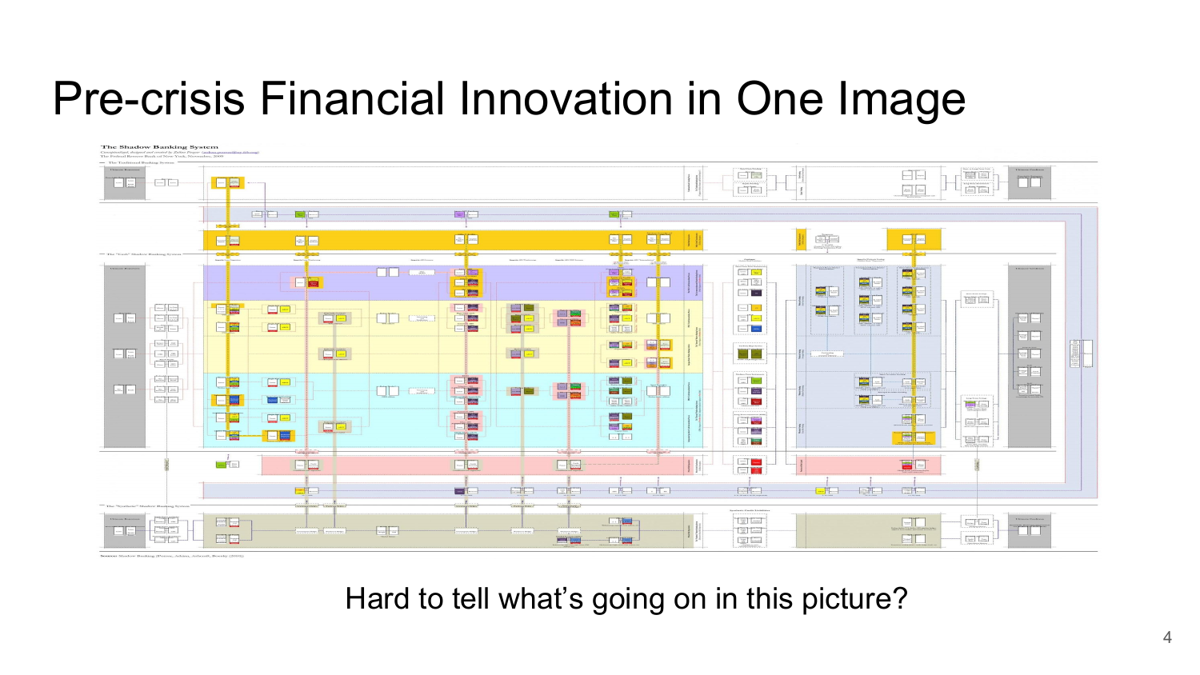# Pre-crisis Financial Innovation in One Image

Hard to tell what's going on in this picture?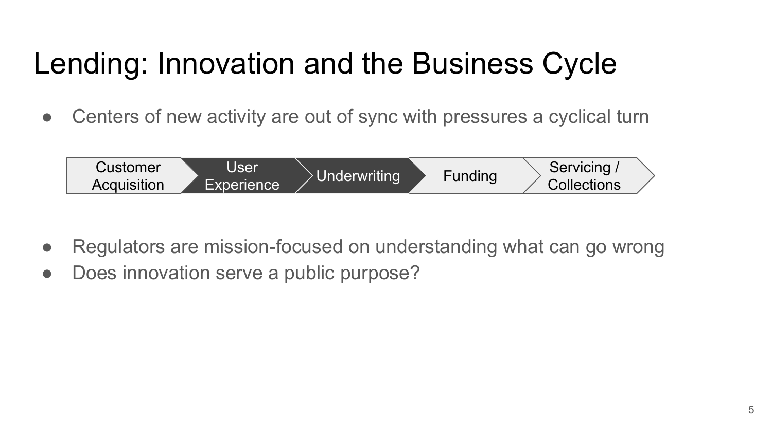# Lending: Innovation and the Business Cycle

- Centers of new activity are out of sync with pressures a cyclical turn

Customer Acquisition → **User Experience** → **Underwriting** → Funding → Servicing / Collections

- Regulators are mission-focused on understanding what can go wrong
- Does innovation serve a public purpose?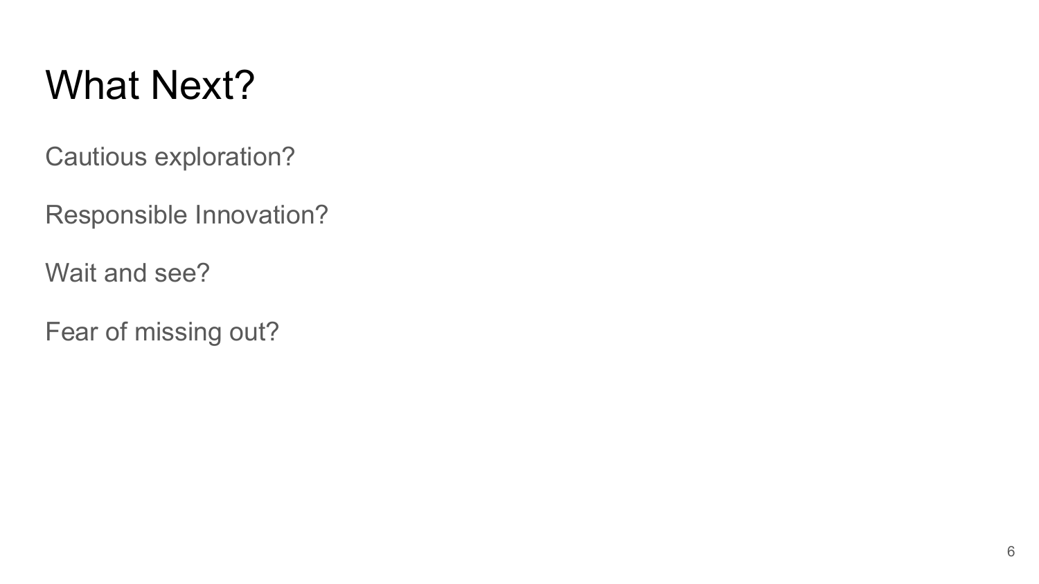# What Next?

Cautious exploration?

Responsible Innovation?

Wait and see?

Fear of missing out?